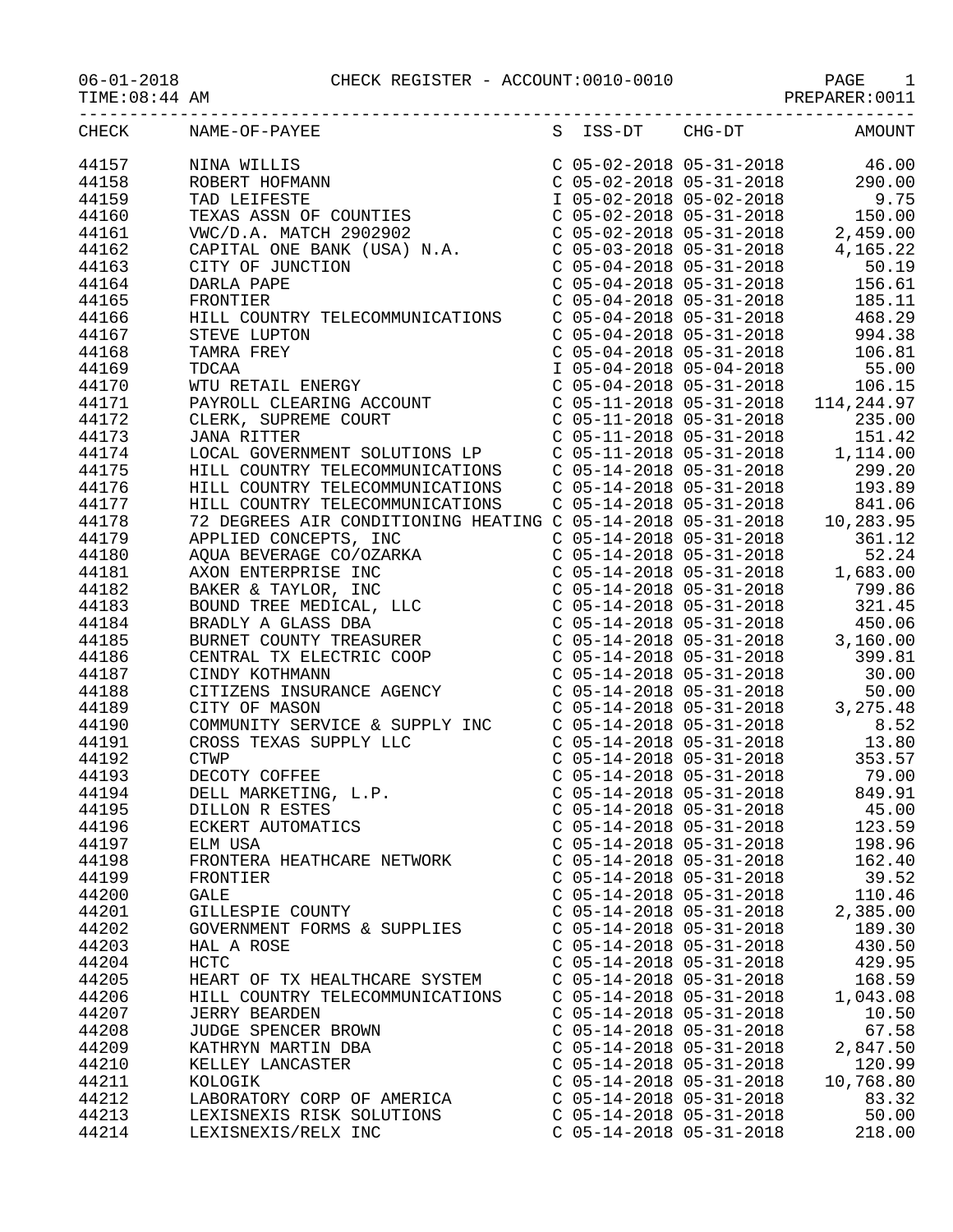06-01-2018 CHECK REGISTER - ACCOUNT:0010-0010

TIME:08:44 AM PREPARER:0011

| CHECK | NAME-OF-PAYEE | S | ISS-DT | CHG-DT | AMOUNT |
|---|---|---|---|---|---|
| 44157 | NINA WILLIS | C | 05-02-2018 | 05-31-2018 | 46.00 |
| 44158 | ROBERT HOFMANN | C | 05-02-2018 | 05-31-2018 | 290.00 |
| 44159 | TAD LEIFESTE | I | 05-02-2018 | 05-02-2018 | 9.75 |
| 44160 | TEXAS ASSN OF COUNTIES | C | 05-02-2018 | 05-31-2018 | 150.00 |
| 44161 | VWC/D.A. MATCH 2902902 | C | 05-02-2018 | 05-31-2018 | 2,459.00 |
| 44162 | CAPITAL ONE BANK (USA) N.A. | C | 05-03-2018 | 05-31-2018 | 4,165.22 |
| 44163 | CITY OF JUNCTION | C | 05-04-2018 | 05-31-2018 | 50.19 |
| 44164 | DARLA PAPE | C | 05-04-2018 | 05-31-2018 | 156.61 |
| 44165 | FRONTIER | C | 05-04-2018 | 05-31-2018 | 185.11 |
| 44166 | HILL COUNTRY TELECOMMUNICATIONS | C | 05-04-2018 | 05-31-2018 | 468.29 |
| 44167 | STEVE LUPTON | C | 05-04-2018 | 05-31-2018 | 994.38 |
| 44168 | TAMRA FREY | C | 05-04-2018 | 05-31-2018 | 106.81 |
| 44169 | TDCAA | I | 05-04-2018 | 05-04-2018 | 55.00 |
| 44170 | WTU RETAIL ENERGY | C | 05-04-2018 | 05-31-2018 | 106.15 |
| 44171 | PAYROLL CLEARING ACCOUNT | C | 05-11-2018 | 05-31-2018 | 114,244.97 |
| 44172 | CLERK, SUPREME COURT | C | 05-11-2018 | 05-31-2018 | 235.00 |
| 44173 | JANA RITTER | C | 05-11-2018 | 05-31-2018 | 151.42 |
| 44174 | LOCAL GOVERNMENT SOLUTIONS LP | C | 05-11-2018 | 05-31-2018 | 1,114.00 |
| 44175 | HILL COUNTRY TELECOMMUNICATIONS | C | 05-14-2018 | 05-31-2018 | 299.20 |
| 44176 | HILL COUNTRY TELECOMMUNICATIONS | C | 05-14-2018 | 05-31-2018 | 193.89 |
| 44177 | HILL COUNTRY TELECOMMUNICATIONS | C | 05-14-2018 | 05-31-2018 | 841.06 |
| 44178 | 72 DEGREES AIR CONDITIONING HEATING | C | 05-14-2018 | 05-31-2018 | 10,283.95 |
| 44179 | APPLIED CONCEPTS, INC | C | 05-14-2018 | 05-31-2018 | 361.12 |
| 44180 | AQUA BEVERAGE CO/OZARKA | C | 05-14-2018 | 05-31-2018 | 52.24 |
| 44181 | AXON ENTERPRISE INC | C | 05-14-2018 | 05-31-2018 | 1,683.00 |
| 44182 | BAKER & TAYLOR, INC | C | 05-14-2018 | 05-31-2018 | 799.86 |
| 44183 | BOUND TREE MEDICAL, LLC | C | 05-14-2018 | 05-31-2018 | 321.45 |
| 44184 | BRADLY A GLASS DBA | C | 05-14-2018 | 05-31-2018 | 450.06 |
| 44185 | BURNET COUNTY TREASURER | C | 05-14-2018 | 05-31-2018 | 3,160.00 |
| 44186 | CENTRAL TX ELECTRIC COOP | C | 05-14-2018 | 05-31-2018 | 399.81 |
| 44187 | CINDY KOTHMANN | C | 05-14-2018 | 05-31-2018 | 30.00 |
| 44188 | CITIZENS INSURANCE AGENCY | C | 05-14-2018 | 05-31-2018 | 50.00 |
| 44189 | CITY OF MASON | C | 05-14-2018 | 05-31-2018 | 3,275.48 |
| 44190 | COMMUNITY SERVICE & SUPPLY INC | C | 05-14-2018 | 05-31-2018 | 8.52 |
| 44191 | CROSS TEXAS SUPPLY LLC | C | 05-14-2018 | 05-31-2018 | 13.80 |
| 44192 | CTWP | C | 05-14-2018 | 05-31-2018 | 353.57 |
| 44193 | DECOTY COFFEE | C | 05-14-2018 | 05-31-2018 | 79.00 |
| 44194 | DELL MARKETING, L.P. | C | 05-14-2018 | 05-31-2018 | 849.91 |
| 44195 | DILLON R ESTES | C | 05-14-2018 | 05-31-2018 | 45.00 |
| 44196 | ECKERT AUTOMATICS | C | 05-14-2018 | 05-31-2018 | 123.59 |
| 44197 | ELM USA | C | 05-14-2018 | 05-31-2018 | 198.96 |
| 44198 | FRONTERA HEATHCARE NETWORK | C | 05-14-2018 | 05-31-2018 | 162.40 |
| 44199 | FRONTIER | C | 05-14-2018 | 05-31-2018 | 39.52 |
| 44200 | GALE | C | 05-14-2018 | 05-31-2018 | 110.46 |
| 44201 | GILLESPIE COUNTY | C | 05-14-2018 | 05-31-2018 | 2,385.00 |
| 44202 | GOVERNMENT FORMS & SUPPLIES | C | 05-14-2018 | 05-31-2018 | 189.30 |
| 44203 | HAL A ROSE | C | 05-14-2018 | 05-31-2018 | 430.50 |
| 44204 | HCTC | C | 05-14-2018 | 05-31-2018 | 429.95 |
| 44205 | HEART OF TX HEALTHCARE SYSTEM | C | 05-14-2018 | 05-31-2018 | 168.59 |
| 44206 | HILL COUNTRY TELECOMMUNICATIONS | C | 05-14-2018 | 05-31-2018 | 1,043.08 |
| 44207 | JERRY BEARDEN | C | 05-14-2018 | 05-31-2018 | 10.50 |
| 44208 | JUDGE SPENCER BROWN | C | 05-14-2018 | 05-31-2018 | 67.58 |
| 44209 | KATHRYN MARTIN DBA | C | 05-14-2018 | 05-31-2018 | 2,847.50 |
| 44210 | KELLEY LANCASTER | C | 05-14-2018 | 05-31-2018 | 120.99 |
| 44211 | KOLOGIK | C | 05-14-2018 | 05-31-2018 | 10,768.80 |
| 44212 | LABORATORY CORP OF AMERICA | C | 05-14-2018 | 05-31-2018 | 83.32 |
| 44213 | LEXISNEXIS RISK SOLUTIONS | C | 05-14-2018 | 05-31-2018 | 50.00 |
| 44214 | LEXISNEXIS/RELX INC | C | 05-14-2018 | 05-31-2018 | 218.00 |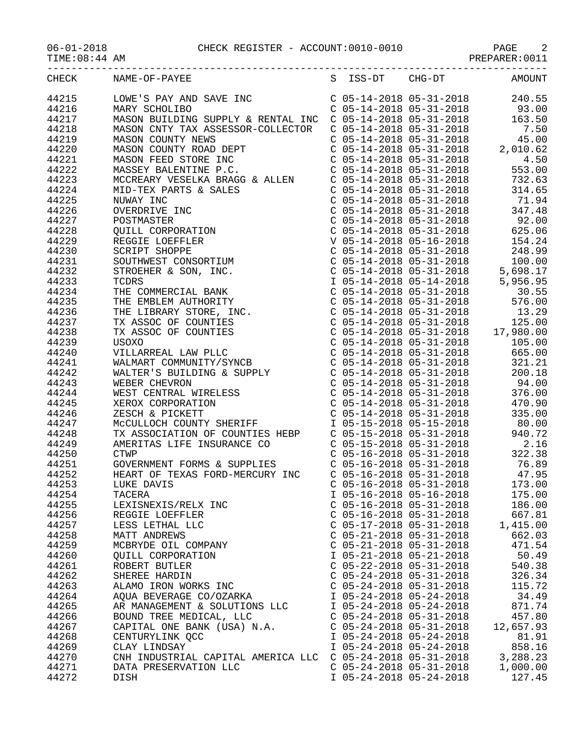06-01-2018 CHECK REGISTER - ACCOUNT:0010-0010

TIME:08:44 AM PREPARER:0011

| CHECK | NAME-OF-PAYEE | S | ISS-DT | CHG-DT | AMOUNT |
|---|---|---|---|---|---|
| 44215 | LOWE'S PAY AND SAVE INC | C | 05-14-2018 | 05-31-2018 | 240.55 |
| 44216 | MARY SCHOLIBO | C | 05-14-2018 | 05-31-2018 | 93.00 |
| 44217 | MASON BUILDING SUPPLY & RENTAL INC | C | 05-14-2018 | 05-31-2018 | 163.50 |
| 44218 | MASON CNTY TAX ASSESSOR-COLLECTOR | C | 05-14-2018 | 05-31-2018 | 7.50 |
| 44219 | MASON COUNTY NEWS | C | 05-14-2018 | 05-31-2018 | 45.00 |
| 44220 | MASON COUNTY ROAD DEPT | C | 05-14-2018 | 05-31-2018 | 2,010.62 |
| 44221 | MASON FEED STORE INC | C | 05-14-2018 | 05-31-2018 | 4.50 |
| 44222 | MASSEY BALENTINE P.C. | C | 05-14-2018 | 05-31-2018 | 553.00 |
| 44223 | MCCREARY VESELKA BRAGG & ALLEN | C | 05-14-2018 | 05-31-2018 | 732.63 |
| 44224 | MID-TEX PARTS & SALES | C | 05-14-2018 | 05-31-2018 | 314.65 |
| 44225 | NUWAY INC | C | 05-14-2018 | 05-31-2018 | 71.94 |
| 44226 | OVERDRIVE INC | C | 05-14-2018 | 05-31-2018 | 347.48 |
| 44227 | POSTMASTER | C | 05-14-2018 | 05-31-2018 | 92.00 |
| 44228 | QUILL CORPORATION | C | 05-14-2018 | 05-31-2018 | 625.06 |
| 44229 | REGGIE LOEFFLER | V | 05-14-2018 | 05-16-2018 | 154.24 |
| 44230 | SCRIPT SHOPPE | C | 05-14-2018 | 05-31-2018 | 248.99 |
| 44231 | SOUTHWEST CONSORTIUM | C | 05-14-2018 | 05-31-2018 | 100.00 |
| 44232 | STROEHER & SON, INC. | C | 05-14-2018 | 05-31-2018 | 5,698.17 |
| 44233 | TCDRS | I | 05-14-2018 | 05-14-2018 | 5,956.95 |
| 44234 | THE COMMERCIAL BANK | C | 05-14-2018 | 05-31-2018 | 30.55 |
| 44235 | THE EMBLEM AUTHORITY | C | 05-14-2018 | 05-31-2018 | 576.00 |
| 44236 | THE LIBRARY STORE, INC. | C | 05-14-2018 | 05-31-2018 | 13.29 |
| 44237 | TX ASSOC OF COUNTIES | C | 05-14-2018 | 05-31-2018 | 125.00 |
| 44238 | TX ASSOC OF COUNTIES | C | 05-14-2018 | 05-31-2018 | 17,980.00 |
| 44239 | USOXO | C | 05-14-2018 | 05-31-2018 | 105.00 |
| 44240 | VILLARREAL LAW PLLC | C | 05-14-2018 | 05-31-2018 | 665.00 |
| 44241 | WALMART COMMUNITY/SYNCB | C | 05-14-2018 | 05-31-2018 | 321.21 |
| 44242 | WALTER'S BUILDING & SUPPLY | C | 05-14-2018 | 05-31-2018 | 200.18 |
| 44243 | WEBER CHEVRON | C | 05-14-2018 | 05-31-2018 | 94.00 |
| 44244 | WEST CENTRAL WIRELESS | C | 05-14-2018 | 05-31-2018 | 376.00 |
| 44245 | XEROX CORPORATION | C | 05-14-2018 | 05-31-2018 | 470.90 |
| 44246 | ZESCH & PICKETT | C | 05-14-2018 | 05-31-2018 | 335.00 |
| 44247 | McCULLOCH COUNTY SHERIFF | I | 05-15-2018 | 05-15-2018 | 80.00 |
| 44248 | TX ASSOCIATION OF COUNTIES HEBP | C | 05-15-2018 | 05-31-2018 | 940.72 |
| 44249 | AMERITAS LIFE INSURANCE CO | C | 05-15-2018 | 05-31-2018 | 2.16 |
| 44250 | CTWP | C | 05-16-2018 | 05-31-2018 | 322.38 |
| 44251 | GOVERNMENT FORMS & SUPPLIES | C | 05-16-2018 | 05-31-2018 | 76.89 |
| 44252 | HEART OF TEXAS FORD-MERCURY INC | C | 05-16-2018 | 05-31-2018 | 47.95 |
| 44253 | LUKE DAVIS | C | 05-16-2018 | 05-31-2018 | 173.00 |
| 44254 | TACERA | I | 05-16-2018 | 05-16-2018 | 175.00 |
| 44255 | LEXISNEXIS/RELX INC | C | 05-16-2018 | 05-31-2018 | 186.00 |
| 44256 | REGGIE LOEFFLER | C | 05-16-2018 | 05-31-2018 | 667.81 |
| 44257 | LESS LETHAL LLC | C | 05-17-2018 | 05-31-2018 | 1,415.00 |
| 44258 | MATT ANDREWS | C | 05-21-2018 | 05-31-2018 | 662.03 |
| 44259 | MCBRYDE OIL COMPANY | C | 05-21-2018 | 05-31-2018 | 471.54 |
| 44260 | QUILL CORPORATION | I | 05-21-2018 | 05-21-2018 | 50.49 |
| 44261 | ROBERT BUTLER | C | 05-22-2018 | 05-31-2018 | 540.38 |
| 44262 | SHEREE HARDIN | C | 05-24-2018 | 05-31-2018 | 326.34 |
| 44263 | ALAMO IRON WORKS INC | C | 05-24-2018 | 05-31-2018 | 115.72 |
| 44264 | AQUA BEVERAGE CO/OZARKA | I | 05-24-2018 | 05-24-2018 | 34.49 |
| 44265 | AR MANAGEMENT & SOLUTIONS LLC | I | 05-24-2018 | 05-24-2018 | 871.74 |
| 44266 | BOUND TREE MEDICAL, LLC | C | 05-24-2018 | 05-31-2018 | 457.80 |
| 44267 | CAPITAL ONE BANK (USA) N.A. | C | 05-24-2018 | 05-31-2018 | 12,657.93 |
| 44268 | CENTURYLINK QCC | I | 05-24-2018 | 05-24-2018 | 81.91 |
| 44269 | CLAY LINDSAY | I | 05-24-2018 | 05-24-2018 | 858.16 |
| 44270 | CNH INDUSTRIAL CAPITAL AMERICA LLC | C | 05-24-2018 | 05-31-2018 | 3,288.23 |
| 44271 | DATA PRESERVATION LLC | C | 05-24-2018 | 05-31-2018 | 1,000.00 |
| 44272 | DISH | I | 05-24-2018 | 05-24-2018 | 127.45 |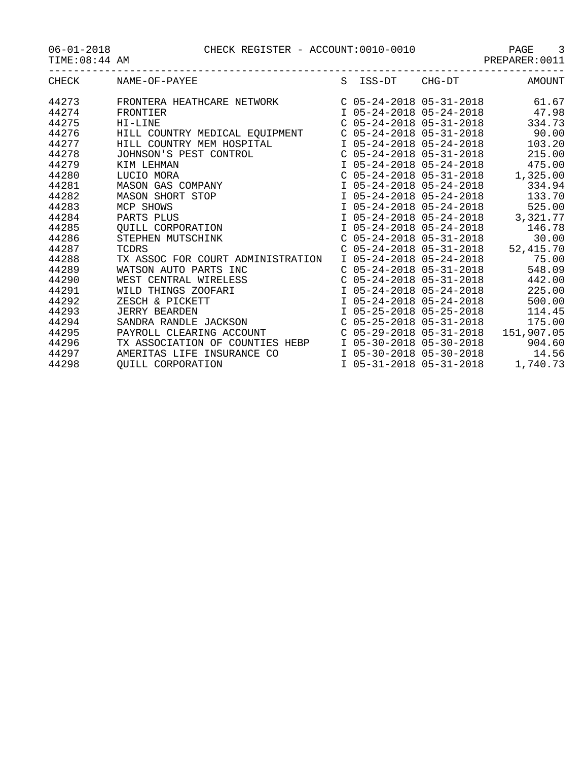06-01-2018 CHECK REGISTER - ACCOUNT:0010-0010

TIME:08:44 AM PREPARER:0011

| CHECK | NAME-OF-PAYEE | S | ISS-DT | CHG-DT | AMOUNT |
|---|---|---|---|---|---|
| 44273 | FRONTERA HEATHCARE NETWORK | C | 05-24-2018 | 05-31-2018 | 61.67 |
| 44274 | FRONTIER | I | 05-24-2018 | 05-24-2018 | 47.98 |
| 44275 | HI-LINE | C | 05-24-2018 | 05-31-2018 | 334.73 |
| 44276 | HILL COUNTRY MEDICAL EQUIPMENT | C | 05-24-2018 | 05-31-2018 | 90.00 |
| 44277 | HILL COUNTRY MEM HOSPITAL | I | 05-24-2018 | 05-24-2018 | 103.20 |
| 44278 | JOHNSON'S PEST CONTROL | C | 05-24-2018 | 05-31-2018 | 215.00 |
| 44279 | KIM LEHMAN | I | 05-24-2018 | 05-24-2018 | 475.00 |
| 44280 | LUCIO MORA | C | 05-24-2018 | 05-31-2018 | 1,325.00 |
| 44281 | MASON GAS COMPANY | I | 05-24-2018 | 05-24-2018 | 334.94 |
| 44282 | MASON SHORT STOP | I | 05-24-2018 | 05-24-2018 | 133.70 |
| 44283 | MCP SHOWS | I | 05-24-2018 | 05-24-2018 | 525.00 |
| 44284 | PARTS PLUS | I | 05-24-2018 | 05-24-2018 | 3,321.77 |
| 44285 | QUILL CORPORATION | I | 05-24-2018 | 05-24-2018 | 146.78 |
| 44286 | STEPHEN MUTSCHINK | C | 05-24-2018 | 05-31-2018 | 30.00 |
| 44287 | TCDRS | C | 05-24-2018 | 05-31-2018 | 52,415.70 |
| 44288 | TX ASSOC FOR COURT ADMINISTRATION | I | 05-24-2018 | 05-24-2018 | 75.00 |
| 44289 | WATSON AUTO PARTS INC | C | 05-24-2018 | 05-31-2018 | 548.09 |
| 44290 | WEST CENTRAL WIRELESS | C | 05-24-2018 | 05-31-2018 | 442.00 |
| 44291 | WILD THINGS ZOOFARI | I | 05-24-2018 | 05-24-2018 | 225.00 |
| 44292 | ZESCH & PICKETT | I | 05-24-2018 | 05-24-2018 | 500.00 |
| 44293 | JERRY BEARDEN | I | 05-25-2018 | 05-25-2018 | 114.45 |
| 44294 | SANDRA RANDLE JACKSON | C | 05-25-2018 | 05-31-2018 | 175.00 |
| 44295 | PAYROLL CLEARING ACCOUNT | C | 05-29-2018 | 05-31-2018 | 151,907.05 |
| 44296 | TX ASSOCIATION OF COUNTIES HEBP | I | 05-30-2018 | 05-30-2018 | 904.60 |
| 44297 | AMERITAS LIFE INSURANCE CO | I | 05-30-2018 | 05-30-2018 | 14.56 |
| 44298 | QUILL CORPORATION | I | 05-31-2018 | 05-31-2018 | 1,740.73 |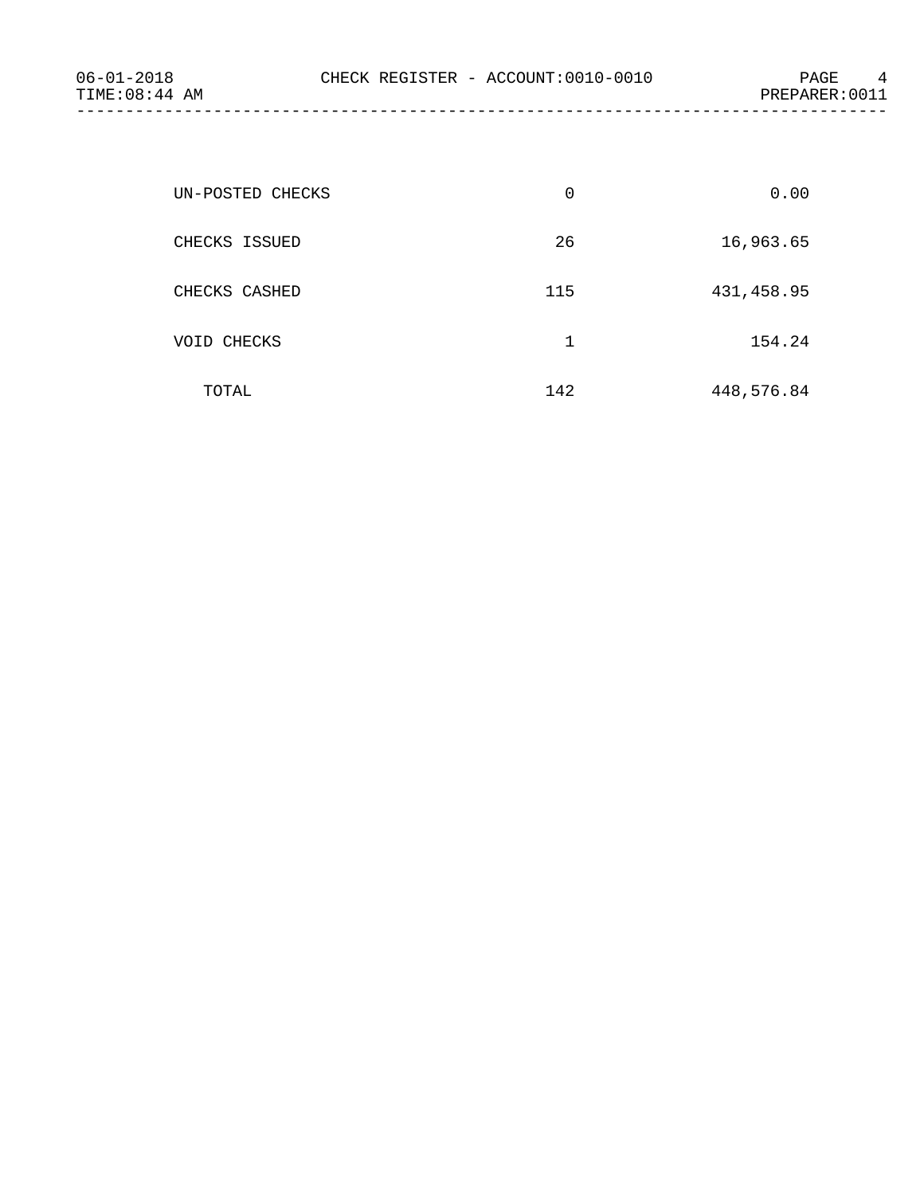| | | |
|---|---|---|
| UN-POSTED CHECKS | 0 | 0.00 |
| CHECKS ISSUED | 26 | 16,963.65 |
| CHECKS CASHED | 115 | 431,458.95 |
| VOID CHECKS | 1 | 154.24 |
| TOTAL | 142 | 448,576.84 |